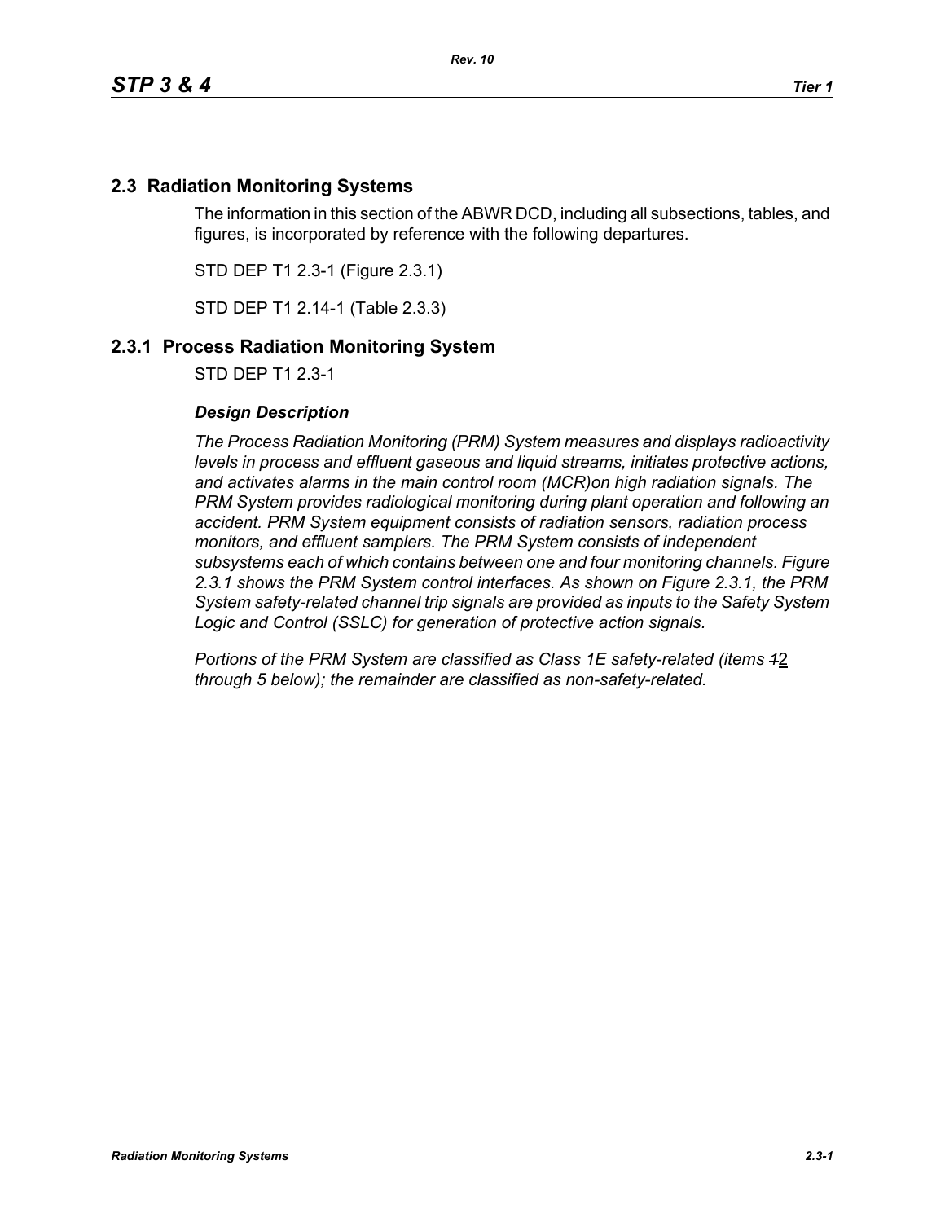## 2.3 Radiation Monitoring Systems

The information in this section of the ABWR DCD, including all subsections, tables, and figures, is incorporated by reference with the following departures.

STD DEP T1 2.3-1 (Figure 2.3.1)

STD DEP T1 2.14-1 (Table 2.3.3)

## 2.3.1 Process Radiation Monitoring System

STD DEP T1 2.3-1

***Design Description***

*The Process Radiation Monitoring (PRM) System measures and displays radioactivity levels in process and effluent gaseous and liquid streams, initiates protective actions, and activates alarms in the main control room (MCR)on high radiation signals. The PRM System provides radiological monitoring during plant operation and following an accident. PRM System equipment consists of radiation sensors, radiation process monitors, and effluent samplers. The PRM System consists of independent subsystems each of which contains between one and four monitoring channels. Figure 2.3.1 shows the PRM System control interfaces. As shown on Figure 2.3.1, the PRM System safety-related channel trip signals are provided as inputs to the Safety System Logic and Control (SSLC) for generation of protective action signals.*

*Portions of the PRM System are classified as Class 1E safety-related (items ~~1~~2 through 5 below); the remainder are classified as non-safety-related.*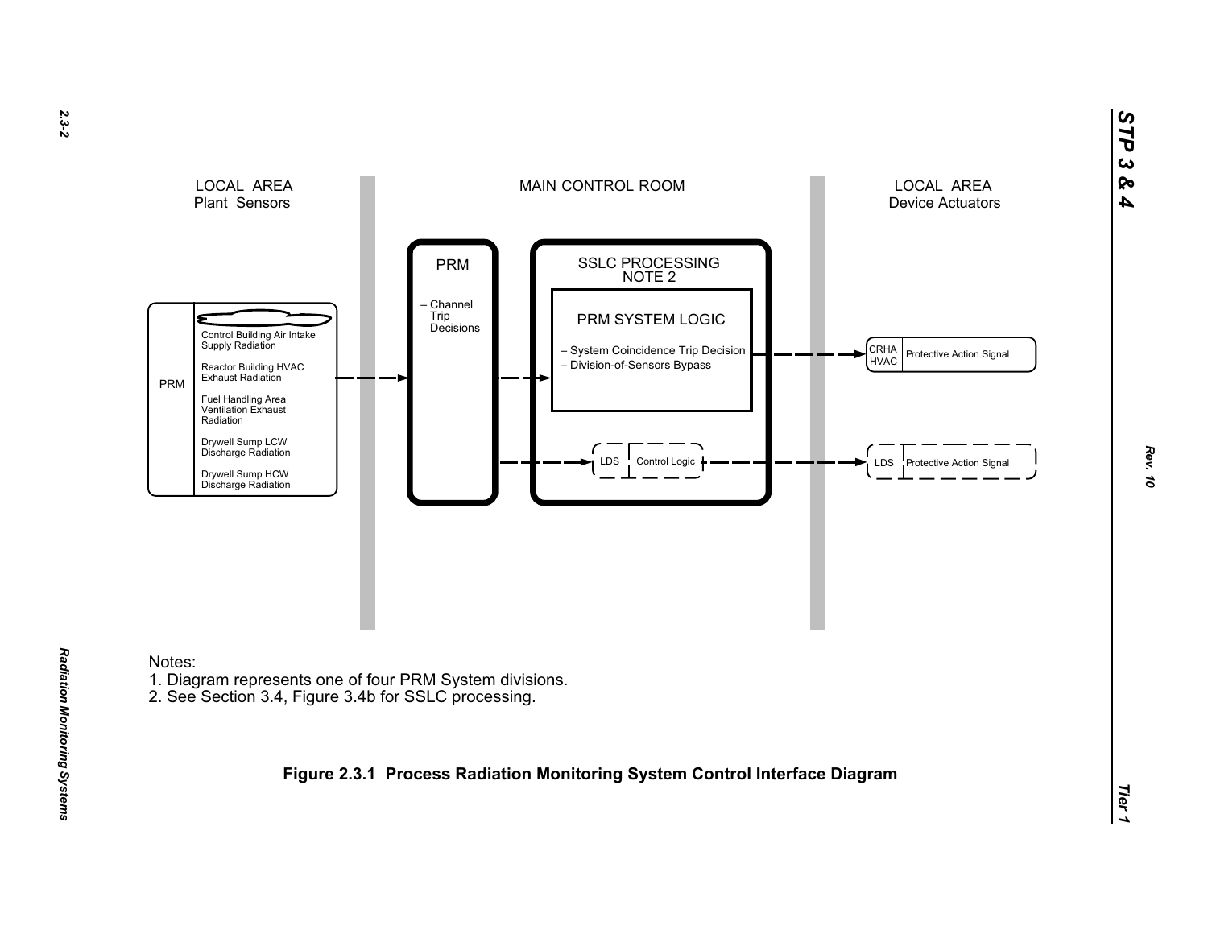LOCAL AREA
Plant Sensors

MAIN CONTROL ROOM

LOCAL AREA
Device Actuators

PRM

- Control Building Air Intake Supply Radiation
- Reactor Building HVAC Exhaust Radiation
- Fuel Handling Area Ventilation Exhaust Radiation
- Drywell Sump LCW Discharge Radiation
- Drywell Sump HCW Discharge Radiation

PRM

– Channel Trip Decisions

SSLC PROCESSING
NOTE 2

PRM SYSTEM LOGIC

– System Coincidence Trip Decision
– Division-of-Sensors Bypass

LDS | Control Logic

CRHA HVAC | Protective Action Signal

LDS | Protective Action Signal

Notes:
1. Diagram represents one of four PRM System divisions.
2. See Section 3.4, Figure 3.4b for SSLC processing.

**Figure 2.3.1 Process Radiation Monitoring System Control Interface Diagram**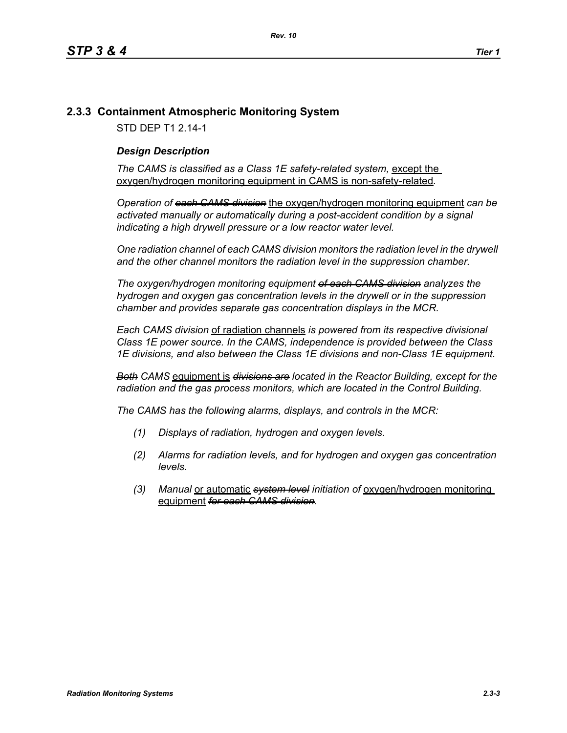## 2.3.3 Containment Atmospheric Monitoring System

STD DEP T1 2.14-1

### *Design Description*

*The CAMS is classified as a Class 1E safety-related system,* <u>except the oxygen/hydrogen monitoring equipment in CAMS is non-safety-related</u>*.*

*Operation of* ~~*each CAMS division*~~ <u>the oxygen/hydrogen monitoring equipment</u> *can be activated manually or automatically during a post-accident condition by a signal indicating a high drywell pressure or a low reactor water level.*

*One radiation channel of each CAMS division monitors the radiation level in the drywell and the other channel monitors the radiation level in the suppression chamber.*

*The oxygen/hydrogen monitoring equipment* ~~*of each CAMS division*~~ *analyzes the hydrogen and oxygen gas concentration levels in the drywell or in the suppression chamber and provides separate gas concentration displays in the MCR.*

*Each CAMS division* <u>of radiation channels</u> *is powered from its respective divisional Class 1E power source. In the CAMS, independence is provided between the Class 1E divisions, and also between the Class 1E divisions and non-Class 1E equipment.*

~~*Both*~~ *CAMS* <u>equipment is</u> ~~*divisions are*~~ *located in the Reactor Building, except for the radiation and the gas process monitors, which are located in the Control Building.*

*The CAMS has the following alarms, displays, and controls in the MCR:*

*(1) Displays of radiation, hydrogen and oxygen levels.*

*(2) Alarms for radiation levels, and for hydrogen and oxygen gas concentration levels.*

*(3) Manual* <u>or automatic</u> ~~*system level*~~ *initiation of* <u>oxygen/hydrogen monitoring equipment</u> ~~*for each CAMS division*~~*.*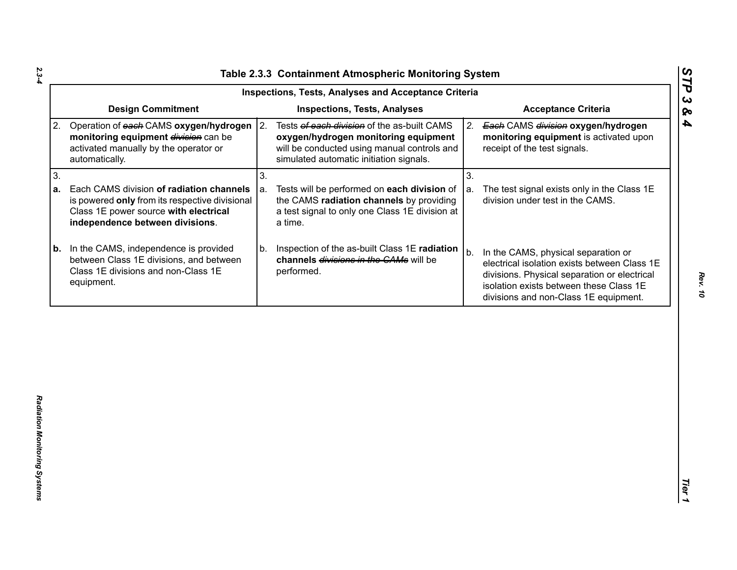# Table 2.3.3 Containment Atmospheric Monitoring System

| Inspections, Tests, Analyses and Acceptance Criteria | | |
|---|---|---|
| **Design Commitment** | **Inspections, Tests, Analyses** | **Acceptance Criteria** |
| 2. Operation of ~~each~~ CAMS **oxygen/hydrogen monitoring equipment** ~~division~~ can be activated manually by the operator or automatically. | 2. Tests ~~of each division~~ of the as-built CAMS **oxygen/hydrogen monitoring equipment** will be conducted using manual controls and simulated automatic initiation signals. | 2. ~~Each~~ CAMS ~~division~~ **oxygen/hydrogen monitoring equipment** is activated upon receipt of the test signals. |
| 3. | 3. | 3. |
| **a.** Each CAMS division **of radiation channels** is powered **only** from its respective divisional Class 1E power source **with electrical independence between divisions**. | a. Tests will be performed on **each division** of the CAMS **radiation channels** by providing a test signal to only one Class 1E division at a time. | a. The test signal exists only in the Class 1E division under test in the CAMS. |
| **b.** In the CAMS, independence is provided between Class 1E divisions, and between Class 1E divisions and non-Class 1E equipment. | b. Inspection of the as-built Class 1E **radiation channels** ~~divisions in the CAMs~~ will be performed. | b. In the CAMS, physical separation or electrical isolation exists between Class 1E divisions. Physical separation or electrical isolation exists between these Class 1E divisions and non-Class 1E equipment. |